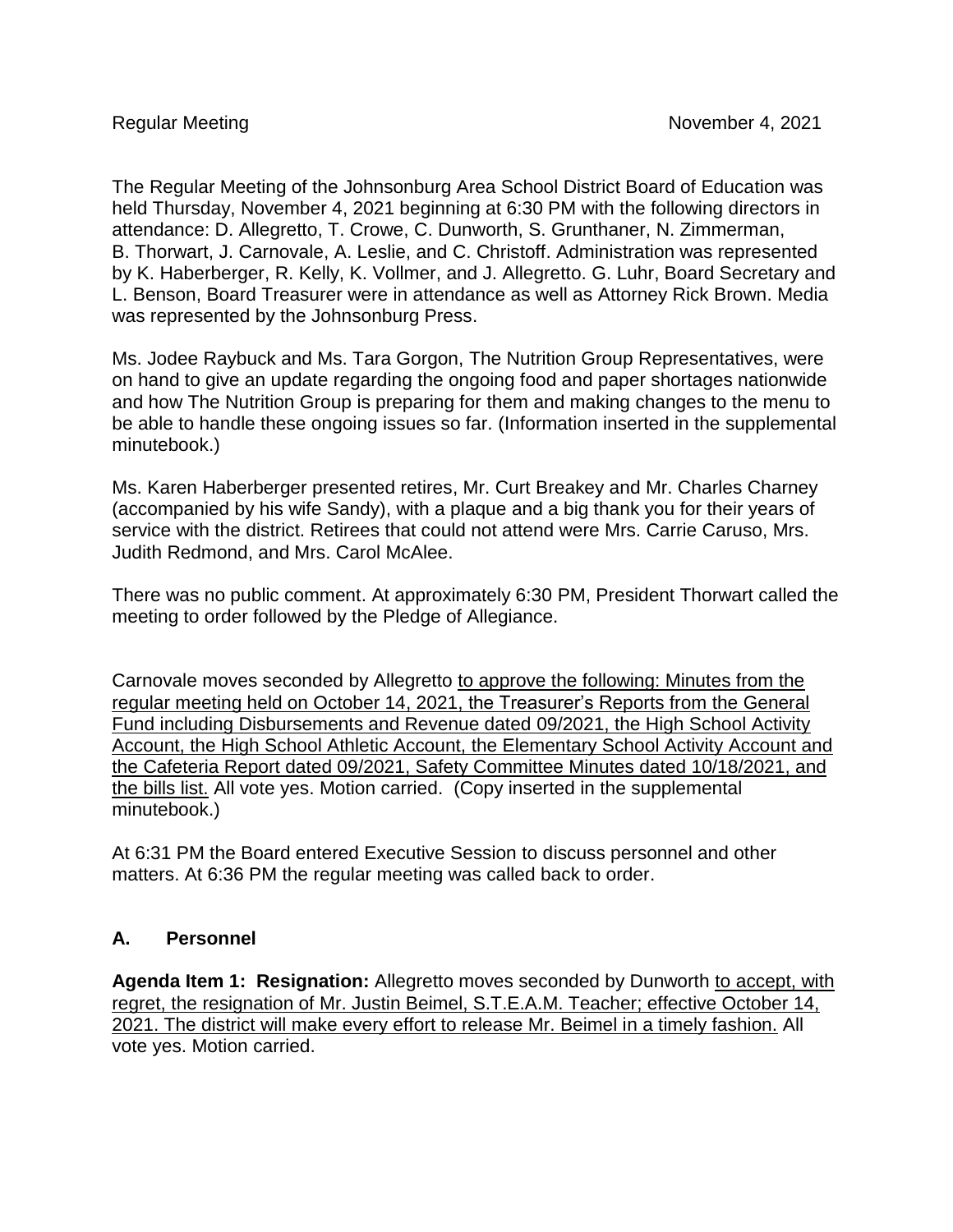Regular Meeting November 4, 2021

The Regular Meeting of the Johnsonburg Area School District Board of Education was held Thursday, November 4, 2021 beginning at 6:30 PM with the following directors in attendance: D. Allegretto, T. Crowe, C. Dunworth, S. Grunthaner, N. Zimmerman, B. Thorwart, J. Carnovale, A. Leslie, and C. Christoff. Administration was represented by K. Haberberger, R. Kelly, K. Vollmer, and J. Allegretto. G. Luhr, Board Secretary and L. Benson, Board Treasurer were in attendance as well as Attorney Rick Brown. Media was represented by the Johnsonburg Press.

Ms. Jodee Raybuck and Ms. Tara Gorgon, The Nutrition Group Representatives, were on hand to give an update regarding the ongoing food and paper shortages nationwide and how The Nutrition Group is preparing for them and making changes to the menu to be able to handle these ongoing issues so far. (Information inserted in the supplemental minutebook.)

Ms. Karen Haberberger presented retires, Mr. Curt Breakey and Mr. Charles Charney (accompanied by his wife Sandy), with a plaque and a big thank you for their years of service with the district. Retirees that could not attend were Mrs. Carrie Caruso, Mrs. Judith Redmond, and Mrs. Carol McAlee.

There was no public comment. At approximately 6:30 PM, President Thorwart called the meeting to order followed by the Pledge of Allegiance.

Carnovale moves seconded by Allegretto <u>to approve the following: Minutes from the regular meeting held on October 14, 2021, the Treasurer's Reports from the General Fund including Disbursements and Revenue dated 09/2021, the High School Activity Account, the High School Athletic Account, the Elementary School Activity Account and the Cafeteria Report dated 09/2021, Safety Committee Minutes dated 10/18/2021, and the bills list.</u> All vote yes. Motion carried. (Copy inserted in the supplemental minutebook.)

At 6:31 PM the Board entered Executive Session to discuss personnel and other matters. At 6:36 PM the regular meeting was called back to order.

## A. Personnel

**Agenda Item 1: Resignation:** Allegretto moves seconded by Dunworth <u>to accept, with regret, the resignation of Mr. Justin Beimel, S.T.E.A.M. Teacher; effective October 14, 2021. The district will make every effort to release Mr. Beimel in a timely fashion.</u> All vote yes. Motion carried.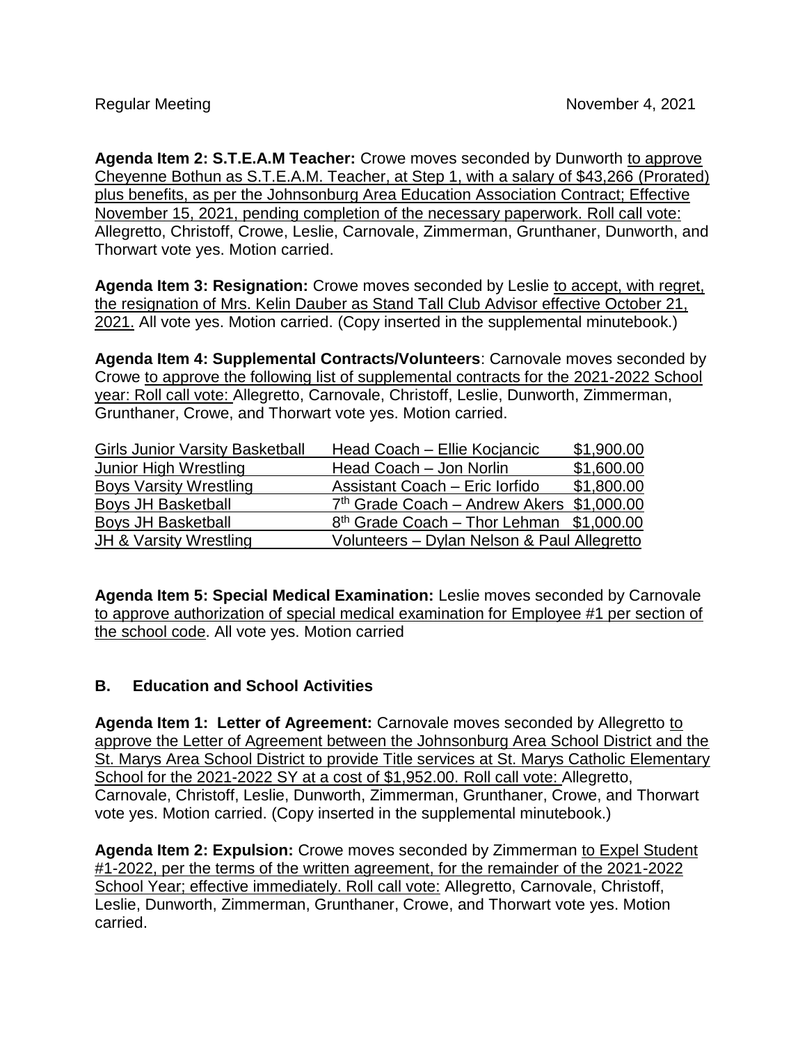Regular Meeting November 4, 2021

**Agenda Item 2: S.T.E.A.M Teacher:** Crowe moves seconded by Dunworth to approve Cheyenne Bothun as S.T.E.A.M. Teacher, at Step 1, with a salary of $43,266 (Prorated) plus benefits, as per the Johnsonburg Area Education Association Contract; Effective November 15, 2021, pending completion of the necessary paperwork. Roll call vote: Allegretto, Christoff, Crowe, Leslie, Carnovale, Zimmerman, Grunthaner, Dunworth, and Thorwart vote yes. Motion carried.

**Agenda Item 3: Resignation:** Crowe moves seconded by Leslie to accept, with regret, the resignation of Mrs. Kelin Dauber as Stand Tall Club Advisor effective October 21, 2021. All vote yes. Motion carried. (Copy inserted in the supplemental minutebook.)

**Agenda Item 4: Supplemental Contracts/Volunteers**: Carnovale moves seconded by Crowe to approve the following list of supplemental contracts for the 2021-2022 School year: Roll call vote: Allegretto, Carnovale, Christoff, Leslie, Dunworth, Zimmerman, Grunthaner, Crowe, and Thorwart vote yes. Motion carried.

| | | |
|---|---|---|
| Girls Junior Varsity Basketball | Head Coach – Ellie Kocjancic | $1,900.00 |
| Junior High Wrestling | Head Coach – Jon Norlin | $1,600.00 |
| Boys Varsity Wrestling | Assistant Coach – Eric Iorfido | $1,800.00 |
| Boys JH Basketball | 7th Grade Coach – Andrew Akers | $1,000.00 |
| Boys JH Basketball | 8th Grade Coach – Thor Lehman | $1,000.00 |
| JH & Varsity Wrestling | Volunteers – Dylan Nelson & Paul Allegretto | |

**Agenda Item 5: Special Medical Examination:** Leslie moves seconded by Carnovale to approve authorization of special medical examination for Employee #1 per section of the school code. All vote yes. Motion carried

## B. Education and School Activities

**Agenda Item 1: Letter of Agreement:** Carnovale moves seconded by Allegretto to approve the Letter of Agreement between the Johnsonburg Area School District and the St. Marys Area School District to provide Title services at St. Marys Catholic Elementary School for the 2021-2022 SY at a cost of $1,952.00. Roll call vote: Allegretto, Carnovale, Christoff, Leslie, Dunworth, Zimmerman, Grunthaner, Crowe, and Thorwart vote yes. Motion carried. (Copy inserted in the supplemental minutebook.)

**Agenda Item 2: Expulsion:** Crowe moves seconded by Zimmerman to Expel Student #1-2022, per the terms of the written agreement, for the remainder of the 2021-2022 School Year; effective immediately. Roll call vote: Allegretto, Carnovale, Christoff, Leslie, Dunworth, Zimmerman, Grunthaner, Crowe, and Thorwart vote yes. Motion carried.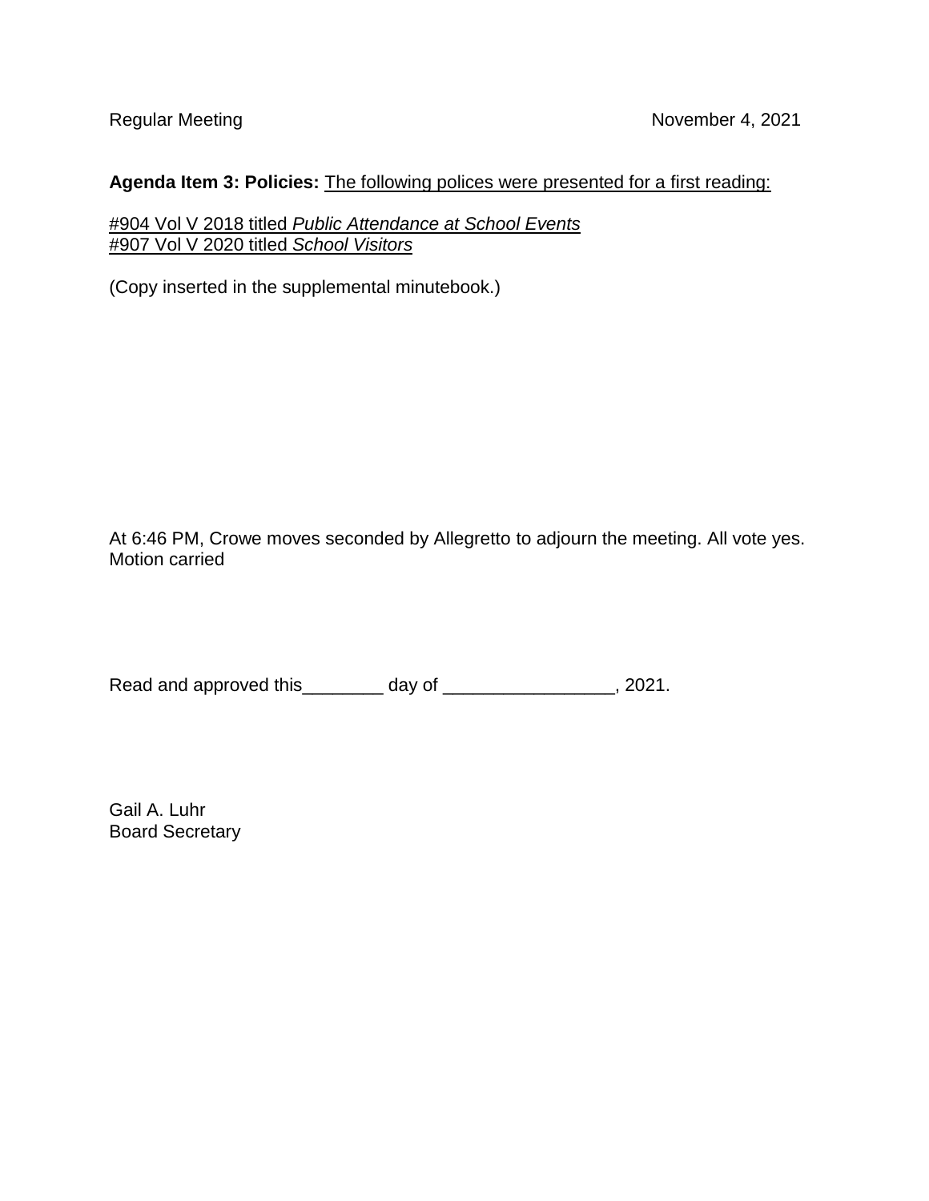Regular Meeting November 4, 2021

**Agenda Item 3: Policies:** The following polices were presented for a first reading:

#904 Vol V 2018 titled *Public Attendance at School Events*
#907 Vol V 2020 titled *School Visitors*

(Copy inserted in the supplemental minutebook.)

At 6:46 PM, Crowe moves seconded by Allegretto to adjourn the meeting. All vote yes. Motion carried

Read and approved this________ day of _________________, 2021.

Gail A. Luhr
Board Secretary